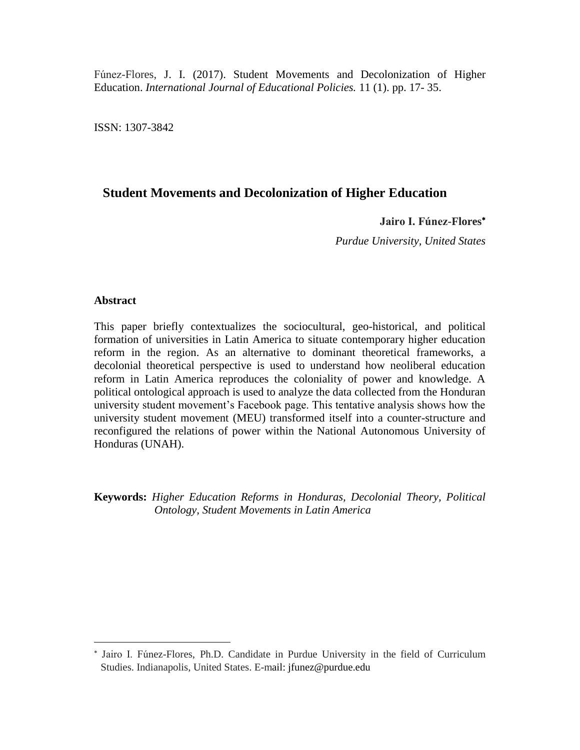Fúnez-Flores, J. I. (2017). Student Movements and Decolonization of Higher Education. *International Journal of Educational Policies.* 11 (1). pp. 17- 35.

ISSN: 1307-3842

# Student Movements and Decolonization of Higher Education

**Jairo I. Fúnez-Flores***

*Purdue University, United States*

## Abstract

This paper briefly contextualizes the sociocultural, geo-historical, and political formation of universities in Latin America to situate contemporary higher education reform in the region. As an alternative to dominant theoretical frameworks, a decolonial theoretical perspective is used to understand how neoliberal education reform in Latin America reproduces the coloniality of power and knowledge. A political ontological approach is used to analyze the data collected from the Honduran university student movement's Facebook page. This tentative analysis shows how the university student movement (MEU) transformed itself into a counter-structure and reconfigured the relations of power within the National Autonomous University of Honduras (UNAH).

**Keywords:** *Higher Education Reforms in Honduras, Decolonial Theory, Political Ontology, Student Movements in Latin America*

---

* Jairo I. Fúnez-Flores, Ph.D. Candidate in Purdue University in the field of Curriculum Studies. Indianapolis, United States. E-mail: jfunez@purdue.edu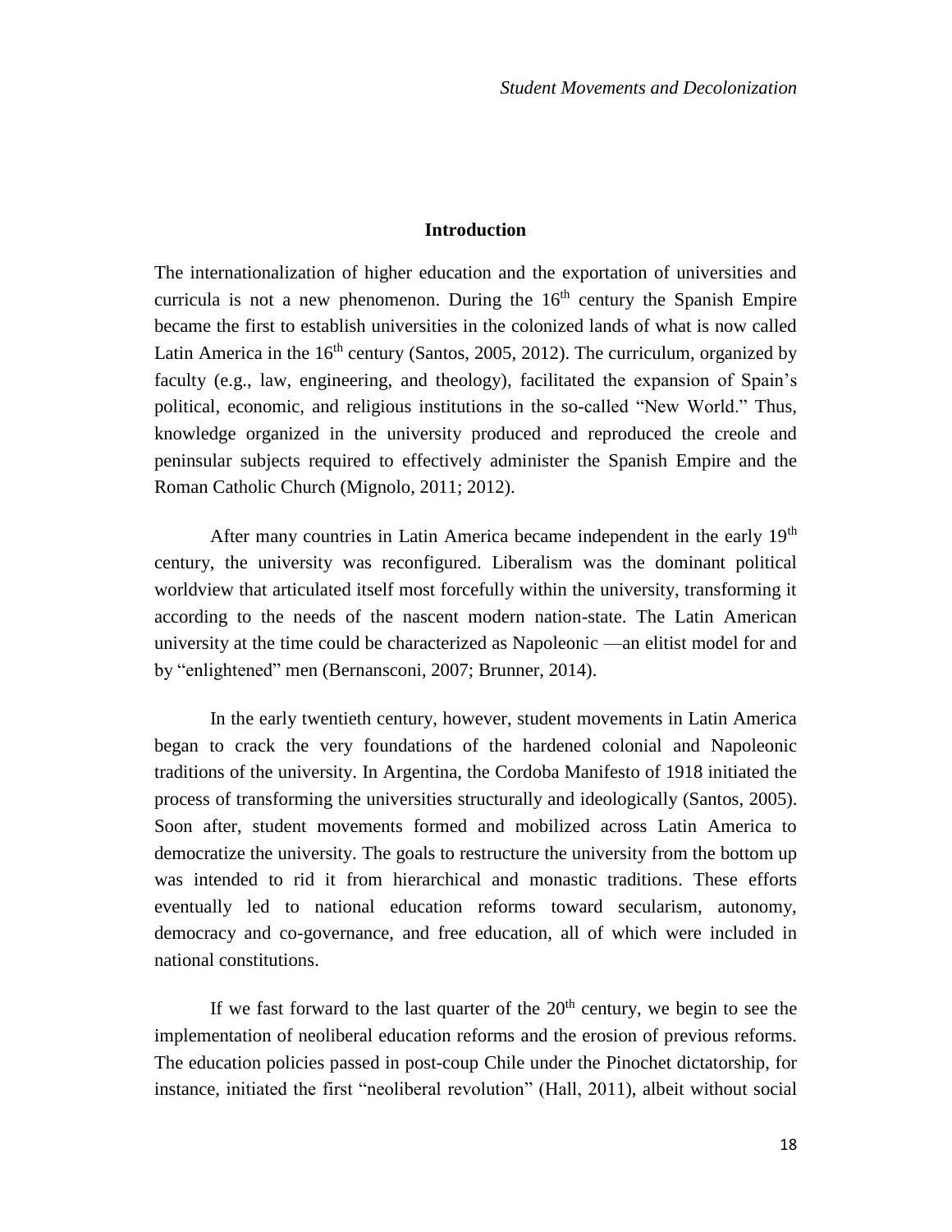## Introduction

The internationalization of higher education and the exportation of universities and curricula is not a new phenomenon. During the 16th century the Spanish Empire became the first to establish universities in the colonized lands of what is now called Latin America in the 16th century (Santos, 2005, 2012). The curriculum, organized by faculty (e.g., law, engineering, and theology), facilitated the expansion of Spain's political, economic, and religious institutions in the so-called "New World." Thus, knowledge organized in the university produced and reproduced the creole and peninsular subjects required to effectively administer the Spanish Empire and the Roman Catholic Church (Mignolo, 2011; 2012).

After many countries in Latin America became independent in the early 19th century, the university was reconfigured. Liberalism was the dominant political worldview that articulated itself most forcefully within the university, transforming it according to the needs of the nascent modern nation-state. The Latin American university at the time could be characterized as Napoleonic —an elitist model for and by "enlightened" men (Bernansconi, 2007; Brunner, 2014).

In the early twentieth century, however, student movements in Latin America began to crack the very foundations of the hardened colonial and Napoleonic traditions of the university. In Argentina, the Cordoba Manifesto of 1918 initiated the process of transforming the universities structurally and ideologically (Santos, 2005). Soon after, student movements formed and mobilized across Latin America to democratize the university. The goals to restructure the university from the bottom up was intended to rid it from hierarchical and monastic traditions. These efforts eventually led to national education reforms toward secularism, autonomy, democracy and co-governance, and free education, all of which were included in national constitutions.

If we fast forward to the last quarter of the 20th century, we begin to see the implementation of neoliberal education reforms and the erosion of previous reforms. The education policies passed in post-coup Chile under the Pinochet dictatorship, for instance, initiated the first "neoliberal revolution" (Hall, 2011), albeit without social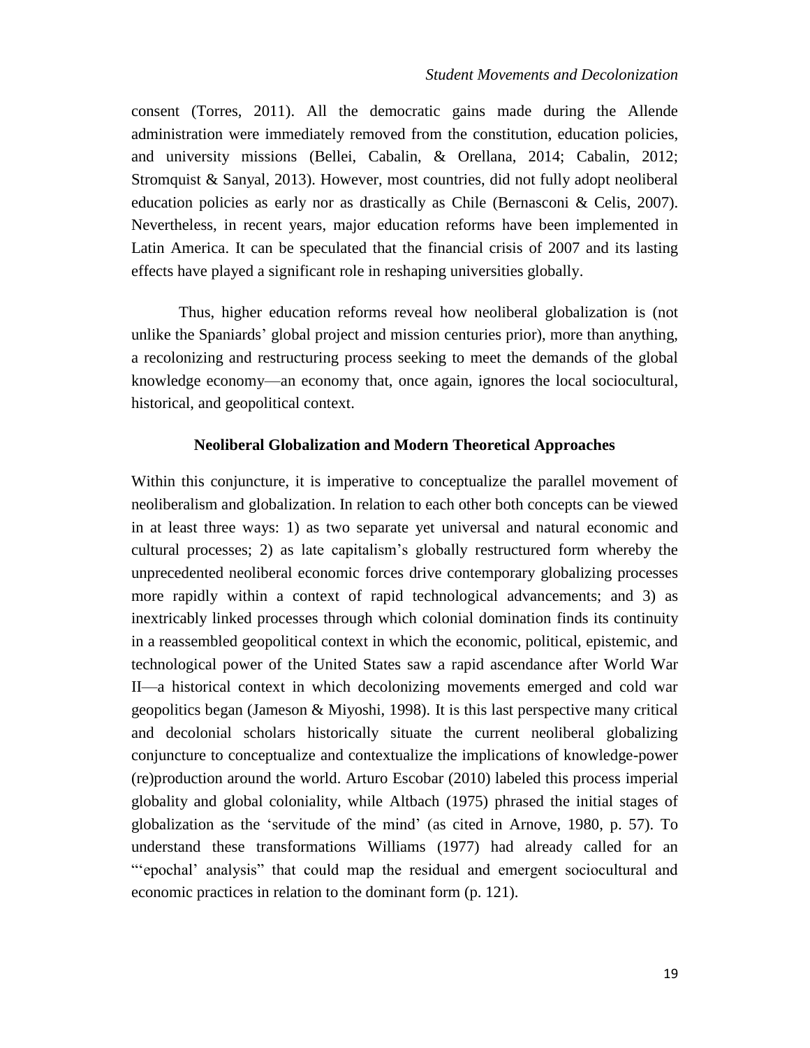consent (Torres, 2011). All the democratic gains made during the Allende administration were immediately removed from the constitution, education policies, and university missions (Bellei, Cabalin, & Orellana, 2014; Cabalin, 2012; Stromquist & Sanyal, 2013). However, most countries, did not fully adopt neoliberal education policies as early nor as drastically as Chile (Bernasconi & Celis, 2007). Nevertheless, in recent years, major education reforms have been implemented in Latin America. It can be speculated that the financial crisis of 2007 and its lasting effects have played a significant role in reshaping universities globally.

Thus, higher education reforms reveal how neoliberal globalization is (not unlike the Spaniards' global project and mission centuries prior), more than anything, a recolonizing and restructuring process seeking to meet the demands of the global knowledge economy—an economy that, once again, ignores the local sociocultural, historical, and geopolitical context.

## Neoliberal Globalization and Modern Theoretical Approaches

Within this conjuncture, it is imperative to conceptualize the parallel movement of neoliberalism and globalization. In relation to each other both concepts can be viewed in at least three ways: 1) as two separate yet universal and natural economic and cultural processes; 2) as late capitalism's globally restructured form whereby the unprecedented neoliberal economic forces drive contemporary globalizing processes more rapidly within a context of rapid technological advancements; and 3) as inextricably linked processes through which colonial domination finds its continuity in a reassembled geopolitical context in which the economic, political, epistemic, and technological power of the United States saw a rapid ascendance after World War II—a historical context in which decolonizing movements emerged and cold war geopolitics began (Jameson & Miyoshi, 1998). It is this last perspective many critical and decolonial scholars historically situate the current neoliberal globalizing conjuncture to conceptualize and contextualize the implications of knowledge-power (re)production around the world. Arturo Escobar (2010) labeled this process imperial globality and global coloniality, while Altbach (1975) phrased the initial stages of globalization as the 'servitude of the mind' (as cited in Arnove, 1980, p. 57). To understand these transformations Williams (1977) had already called for an "'epochal' analysis" that could map the residual and emergent sociocultural and economic practices in relation to the dominant form (p. 121).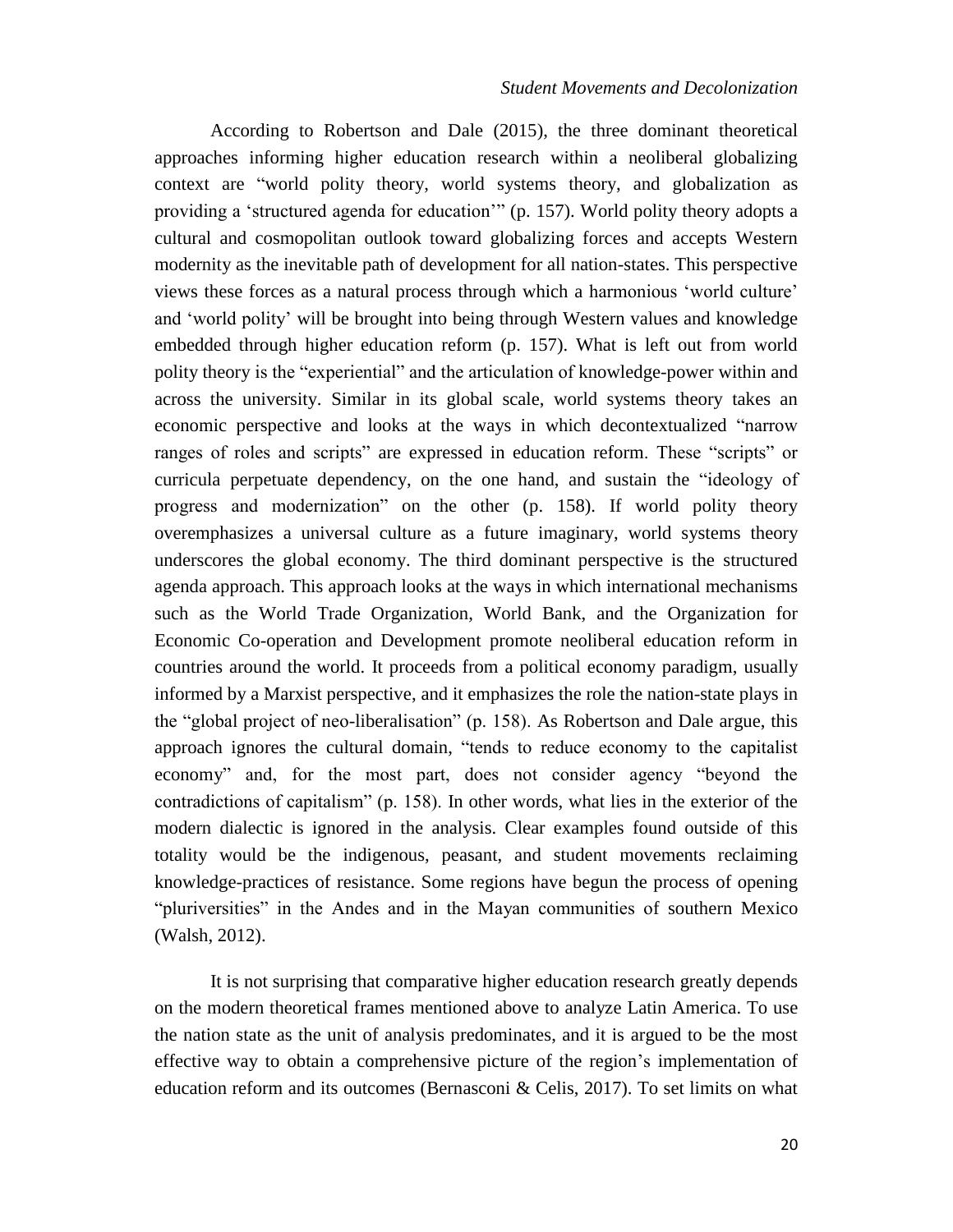According to Robertson and Dale (2015), the three dominant theoretical approaches informing higher education research within a neoliberal globalizing context are "world polity theory, world systems theory, and globalization as providing a 'structured agenda for education'" (p. 157). World polity theory adopts a cultural and cosmopolitan outlook toward globalizing forces and accepts Western modernity as the inevitable path of development for all nation-states. This perspective views these forces as a natural process through which a harmonious 'world culture' and 'world polity' will be brought into being through Western values and knowledge embedded through higher education reform (p. 157). What is left out from world polity theory is the "experiential" and the articulation of knowledge-power within and across the university. Similar in its global scale, world systems theory takes an economic perspective and looks at the ways in which decontextualized "narrow ranges of roles and scripts" are expressed in education reform. These "scripts" or curricula perpetuate dependency, on the one hand, and sustain the "ideology of progress and modernization" on the other (p. 158). If world polity theory overemphasizes a universal culture as a future imaginary, world systems theory underscores the global economy. The third dominant perspective is the structured agenda approach. This approach looks at the ways in which international mechanisms such as the World Trade Organization, World Bank, and the Organization for Economic Co-operation and Development promote neoliberal education reform in countries around the world. It proceeds from a political economy paradigm, usually informed by a Marxist perspective, and it emphasizes the role the nation-state plays in the "global project of neo-liberalisation" (p. 158). As Robertson and Dale argue, this approach ignores the cultural domain, "tends to reduce economy to the capitalist economy" and, for the most part, does not consider agency "beyond the contradictions of capitalism" (p. 158). In other words, what lies in the exterior of the modern dialectic is ignored in the analysis. Clear examples found outside of this totality would be the indigenous, peasant, and student movements reclaiming knowledge-practices of resistance. Some regions have begun the process of opening "pluriversities" in the Andes and in the Mayan communities of southern Mexico (Walsh, 2012).

It is not surprising that comparative higher education research greatly depends on the modern theoretical frames mentioned above to analyze Latin America. To use the nation state as the unit of analysis predominates, and it is argued to be the most effective way to obtain a comprehensive picture of the region's implementation of education reform and its outcomes (Bernasconi & Celis, 2017). To set limits on what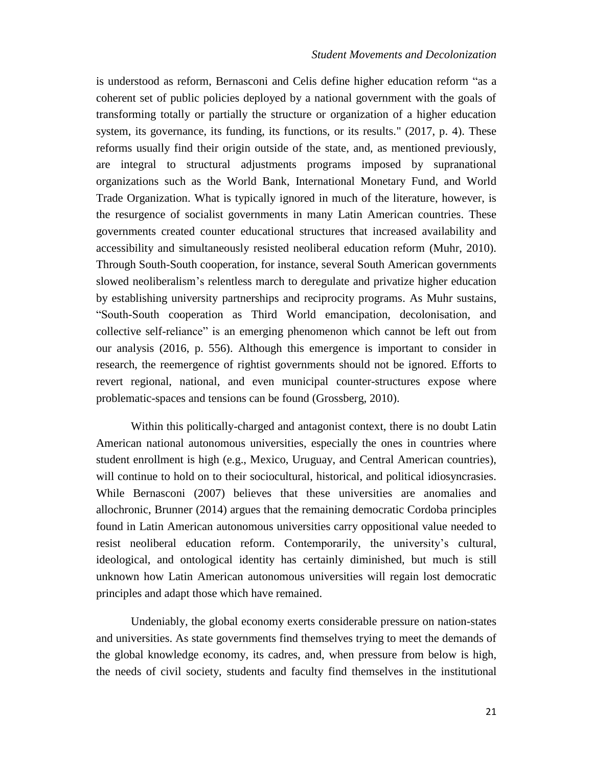is understood as reform, Bernasconi and Celis define higher education reform "as a coherent set of public policies deployed by a national government with the goals of transforming totally or partially the structure or organization of a higher education system, its governance, its funding, its functions, or its results." (2017, p. 4). These reforms usually find their origin outside of the state, and, as mentioned previously, are integral to structural adjustments programs imposed by supranational organizations such as the World Bank, International Monetary Fund, and World Trade Organization. What is typically ignored in much of the literature, however, is the resurgence of socialist governments in many Latin American countries. These governments created counter educational structures that increased availability and accessibility and simultaneously resisted neoliberal education reform (Muhr, 2010). Through South-South cooperation, for instance, several South American governments slowed neoliberalism's relentless march to deregulate and privatize higher education by establishing university partnerships and reciprocity programs. As Muhr sustains, "South-South cooperation as Third World emancipation, decolonisation, and collective self-reliance" is an emerging phenomenon which cannot be left out from our analysis (2016, p. 556). Although this emergence is important to consider in research, the reemergence of rightist governments should not be ignored. Efforts to revert regional, national, and even municipal counter-structures expose where problematic-spaces and tensions can be found (Grossberg, 2010).

Within this politically-charged and antagonist context, there is no doubt Latin American national autonomous universities, especially the ones in countries where student enrollment is high (e.g., Mexico, Uruguay, and Central American countries), will continue to hold on to their sociocultural, historical, and political idiosyncrasies. While Bernasconi (2007) believes that these universities are anomalies and allochronic, Brunner (2014) argues that the remaining democratic Cordoba principles found in Latin American autonomous universities carry oppositional value needed to resist neoliberal education reform. Contemporarily, the university's cultural, ideological, and ontological identity has certainly diminished, but much is still unknown how Latin American autonomous universities will regain lost democratic principles and adapt those which have remained.

Undeniably, the global economy exerts considerable pressure on nation-states and universities. As state governments find themselves trying to meet the demands of the global knowledge economy, its cadres, and, when pressure from below is high, the needs of civil society, students and faculty find themselves in the institutional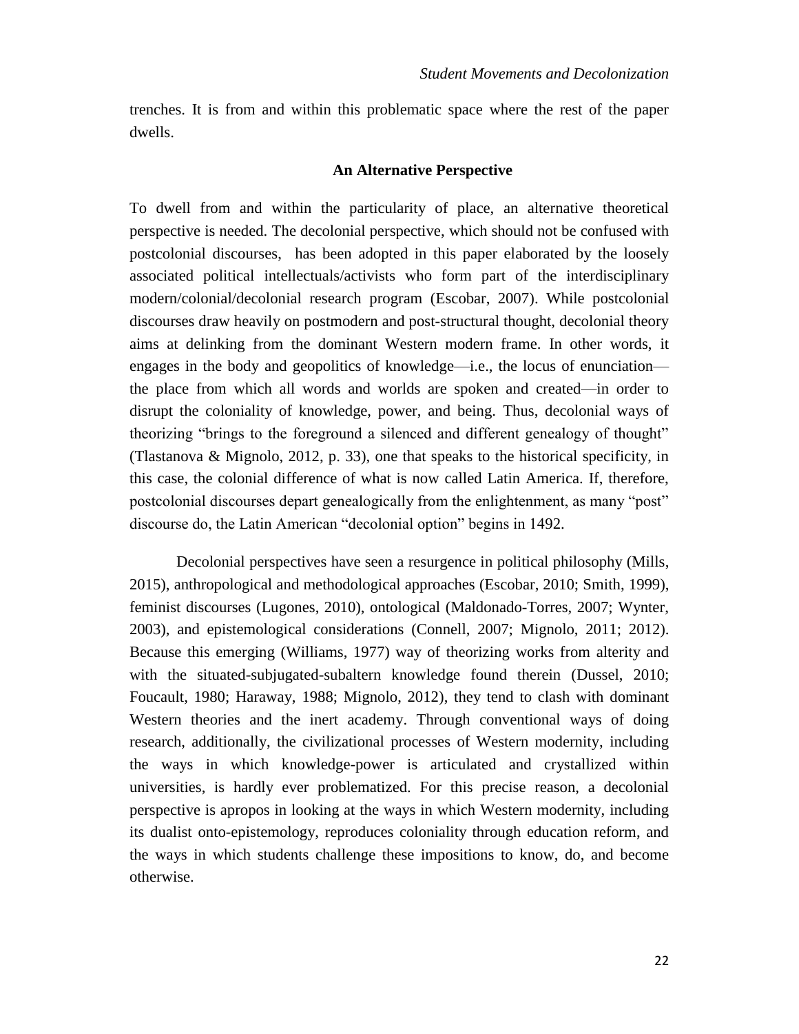trenches. It is from and within this problematic space where the rest of the paper dwells.

## An Alternative Perspective

To dwell from and within the particularity of place, an alternative theoretical perspective is needed. The decolonial perspective, which should not be confused with postcolonial discourses, has been adopted in this paper elaborated by the loosely associated political intellectuals/activists who form part of the interdisciplinary modern/colonial/decolonial research program (Escobar, 2007). While postcolonial discourses draw heavily on postmodern and post-structural thought, decolonial theory aims at delinking from the dominant Western modern frame. In other words, it engages in the body and geopolitics of knowledge—i.e., the locus of enunciation—the place from which all words and worlds are spoken and created—in order to disrupt the coloniality of knowledge, power, and being. Thus, decolonial ways of theorizing "brings to the foreground a silenced and different genealogy of thought" (Tlastanova & Mignolo, 2012, p. 33), one that speaks to the historical specificity, in this case, the colonial difference of what is now called Latin America. If, therefore, postcolonial discourses depart genealogically from the enlightenment, as many "post" discourse do, the Latin American "decolonial option" begins in 1492.

Decolonial perspectives have seen a resurgence in political philosophy (Mills, 2015), anthropological and methodological approaches (Escobar, 2010; Smith, 1999), feminist discourses (Lugones, 2010), ontological (Maldonado-Torres, 2007; Wynter, 2003), and epistemological considerations (Connell, 2007; Mignolo, 2011; 2012). Because this emerging (Williams, 1977) way of theorizing works from alterity and with the situated-subjugated-subaltern knowledge found therein (Dussel, 2010; Foucault, 1980; Haraway, 1988; Mignolo, 2012), they tend to clash with dominant Western theories and the inert academy. Through conventional ways of doing research, additionally, the civilizational processes of Western modernity, including the ways in which knowledge-power is articulated and crystallized within universities, is hardly ever problematized. For this precise reason, a decolonial perspective is apropos in looking at the ways in which Western modernity, including its dualist onto-epistemology, reproduces coloniality through education reform, and the ways in which students challenge these impositions to know, do, and become otherwise.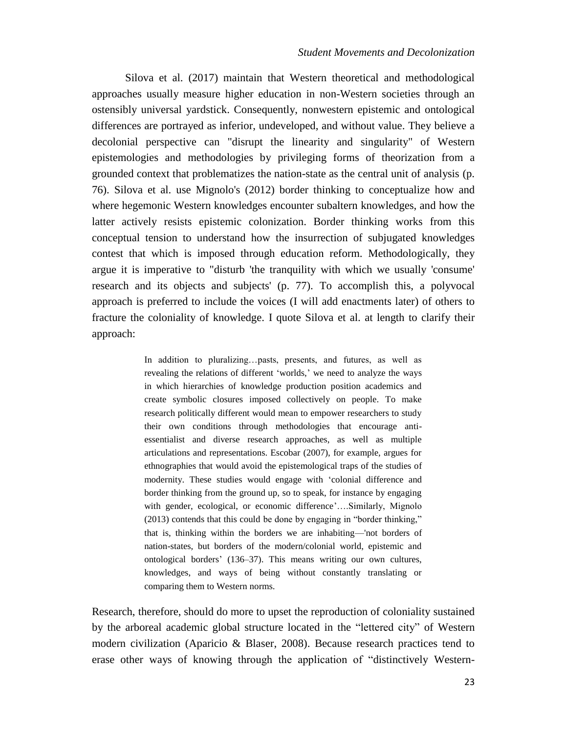Silova et al. (2017) maintain that Western theoretical and methodological approaches usually measure higher education in non-Western societies through an ostensibly universal yardstick. Consequently, nonwestern epistemic and ontological differences are portrayed as inferior, undeveloped, and without value. They believe a decolonial perspective can "disrupt the linearity and singularity" of Western epistemologies and methodologies by privileging forms of theorization from a grounded context that problematizes the nation-state as the central unit of analysis (p. 76). Silova et al. use Mignolo's (2012) border thinking to conceptualize how and where hegemonic Western knowledges encounter subaltern knowledges, and how the latter actively resists epistemic colonization. Border thinking works from this conceptual tension to understand how the insurrection of subjugated knowledges contest that which is imposed through education reform. Methodologically, they argue it is imperative to "disturb 'the tranquility with which we usually 'consume' research and its objects and subjects' (p. 77). To accomplish this, a polyvocal approach is preferred to include the voices (I will add enactments later) of others to fracture the coloniality of knowledge. I quote Silova et al. at length to clarify their approach:

> In addition to pluralizing…pasts, presents, and futures, as well as revealing the relations of different 'worlds,' we need to analyze the ways in which hierarchies of knowledge production position academics and create symbolic closures imposed collectively on people. To make research politically different would mean to empower researchers to study their own conditions through methodologies that encourage anti-essentialist and diverse research approaches, as well as multiple articulations and representations. Escobar (2007), for example, argues for ethnographies that would avoid the epistemological traps of the studies of modernity. These studies would engage with 'colonial difference and border thinking from the ground up, so to speak, for instance by engaging with gender, ecological, or economic difference'….Similarly, Mignolo (2013) contends that this could be done by engaging in "border thinking," that is, thinking within the borders we are inhabiting—'not borders of nation-states, but borders of the modern/colonial world, epistemic and ontological borders' (136–37). This means writing our own cultures, knowledges, and ways of being without constantly translating or comparing them to Western norms.

Research, therefore, should do more to upset the reproduction of coloniality sustained by the arboreal academic global structure located in the "lettered city" of Western modern civilization (Aparicio & Blaser, 2008). Because research practices tend to erase other ways of knowing through the application of "distinctively Western-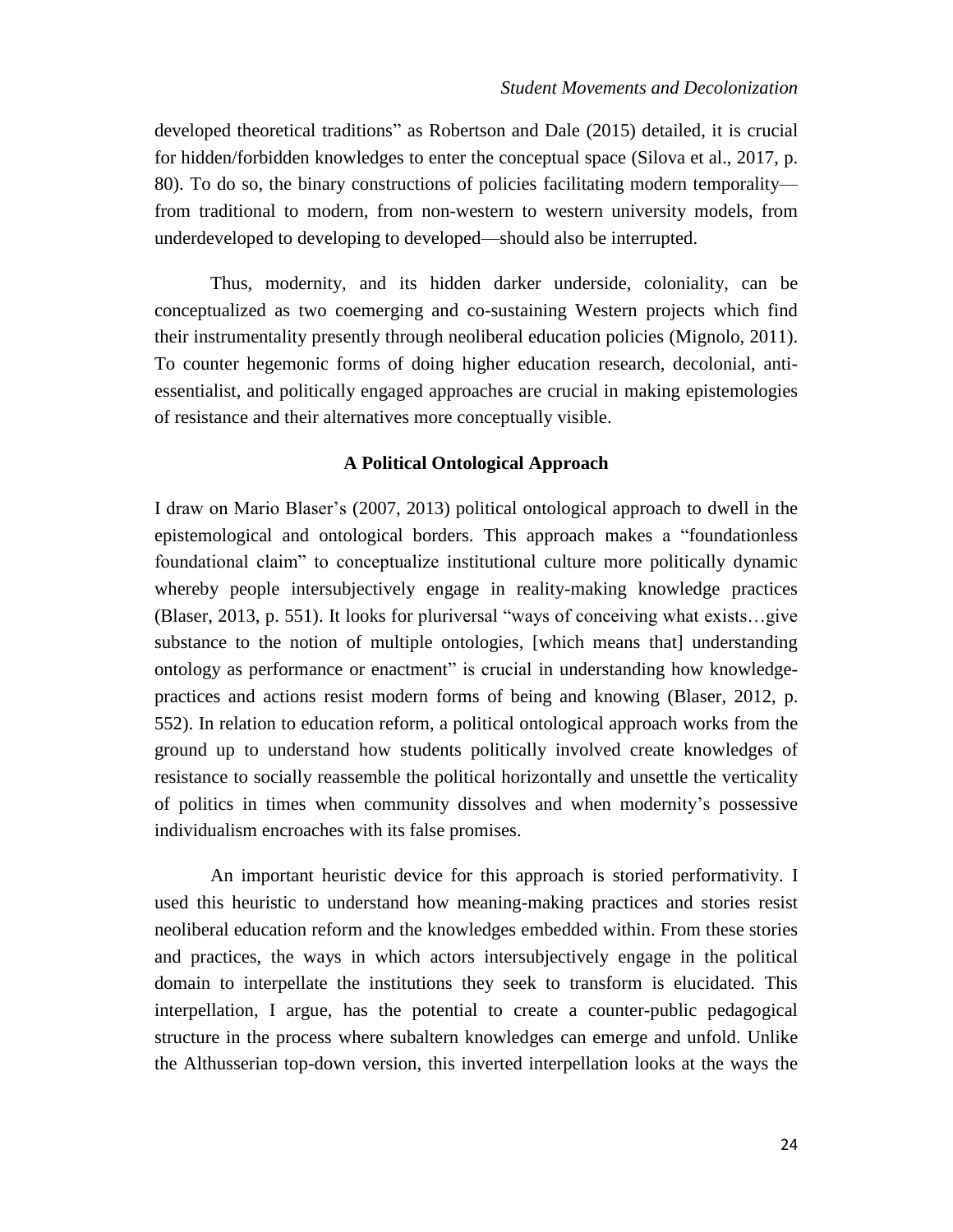developed theoretical traditions" as Robertson and Dale (2015) detailed, it is crucial for hidden/forbidden knowledges to enter the conceptual space (Silova et al., 2017, p. 80). To do so, the binary constructions of policies facilitating modern temporality—from traditional to modern, from non-western to western university models, from underdeveloped to developing to developed—should also be interrupted.

Thus, modernity, and its hidden darker underside, coloniality, can be conceptualized as two coemerging and co-sustaining Western projects which find their instrumentality presently through neoliberal education policies (Mignolo, 2011). To counter hegemonic forms of doing higher education research, decolonial, anti-essentialist, and politically engaged approaches are crucial in making epistemologies of resistance and their alternatives more conceptually visible.

## A Political Ontological Approach

I draw on Mario Blaser's (2007, 2013) political ontological approach to dwell in the epistemological and ontological borders. This approach makes a "foundationless foundational claim" to conceptualize institutional culture more politically dynamic whereby people intersubjectively engage in reality-making knowledge practices (Blaser, 2013, p. 551). It looks for pluriversal "ways of conceiving what exists…give substance to the notion of multiple ontologies, [which means that] understanding ontology as performance or enactment" is crucial in understanding how knowledge-practices and actions resist modern forms of being and knowing (Blaser, 2012, p. 552). In relation to education reform, a political ontological approach works from the ground up to understand how students politically involved create knowledges of resistance to socially reassemble the political horizontally and unsettle the verticality of politics in times when community dissolves and when modernity's possessive individualism encroaches with its false promises.

An important heuristic device for this approach is storied performativity. I used this heuristic to understand how meaning-making practices and stories resist neoliberal education reform and the knowledges embedded within. From these stories and practices, the ways in which actors intersubjectively engage in the political domain to interpellate the institutions they seek to transform is elucidated. This interpellation, I argue, has the potential to create a counter-public pedagogical structure in the process where subaltern knowledges can emerge and unfold. Unlike the Althusserian top-down version, this inverted interpellation looks at the ways the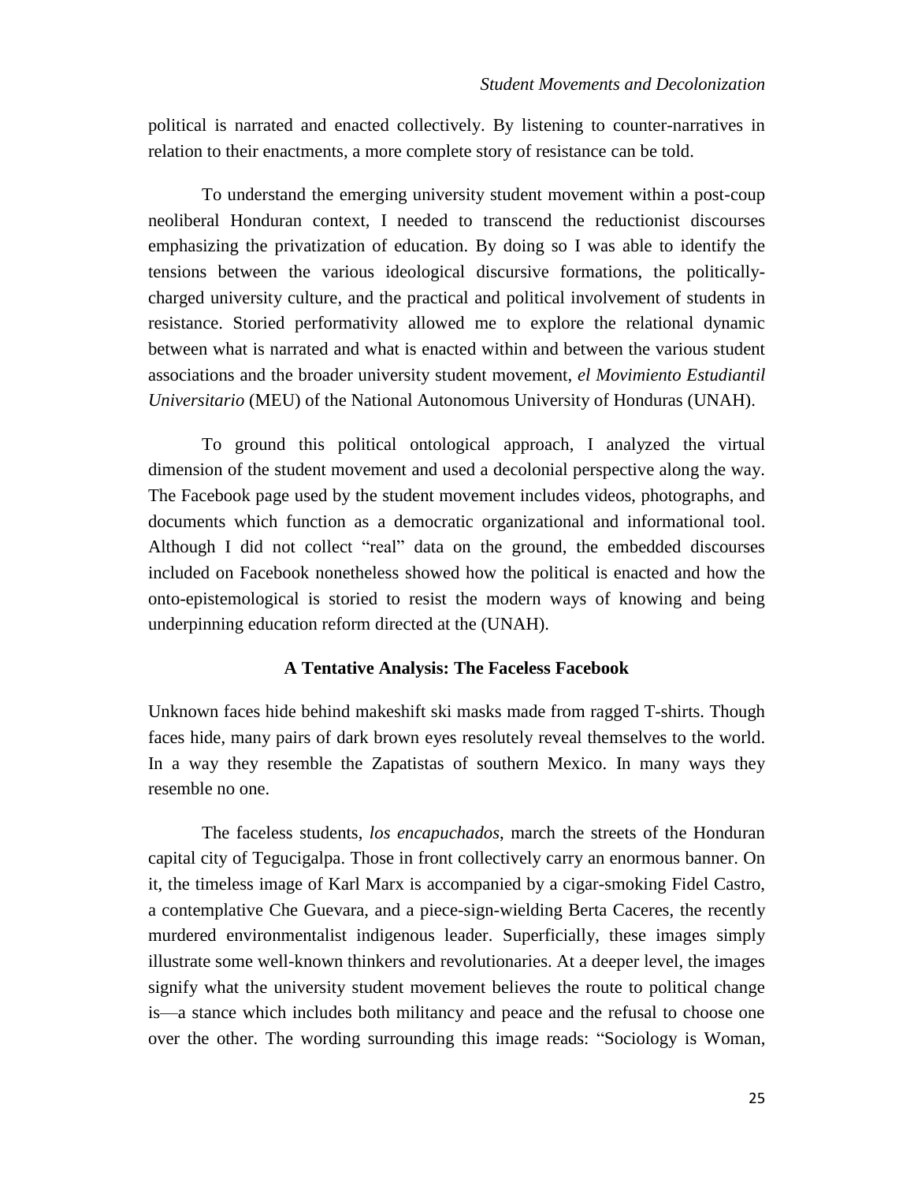political is narrated and enacted collectively. By listening to counter-narratives in relation to their enactments, a more complete story of resistance can be told.

To understand the emerging university student movement within a post-coup neoliberal Honduran context, I needed to transcend the reductionist discourses emphasizing the privatization of education. By doing so I was able to identify the tensions between the various ideological discursive formations, the politically-charged university culture, and the practical and political involvement of students in resistance. Storied performativity allowed me to explore the relational dynamic between what is narrated and what is enacted within and between the various student associations and the broader university student movement, *el Movimiento Estudiantil Universitario* (MEU) of the National Autonomous University of Honduras (UNAH).

To ground this political ontological approach, I analyzed the virtual dimension of the student movement and used a decolonial perspective along the way. The Facebook page used by the student movement includes videos, photographs, and documents which function as a democratic organizational and informational tool. Although I did not collect "real" data on the ground, the embedded discourses included on Facebook nonetheless showed how the political is enacted and how the onto-epistemological is storied to resist the modern ways of knowing and being underpinning education reform directed at the (UNAH).

## A Tentative Analysis: The Faceless Facebook

Unknown faces hide behind makeshift ski masks made from ragged T-shirts. Though faces hide, many pairs of dark brown eyes resolutely reveal themselves to the world. In a way they resemble the Zapatistas of southern Mexico. In many ways they resemble no one.

The faceless students, *los encapuchados*, march the streets of the Honduran capital city of Tegucigalpa. Those in front collectively carry an enormous banner. On it, the timeless image of Karl Marx is accompanied by a cigar-smoking Fidel Castro, a contemplative Che Guevara, and a piece-sign-wielding Berta Caceres, the recently murdered environmentalist indigenous leader. Superficially, these images simply illustrate some well-known thinkers and revolutionaries. At a deeper level, the images signify what the university student movement believes the route to political change is—a stance which includes both militancy and peace and the refusal to choose one over the other. The wording surrounding this image reads: "Sociology is Woman,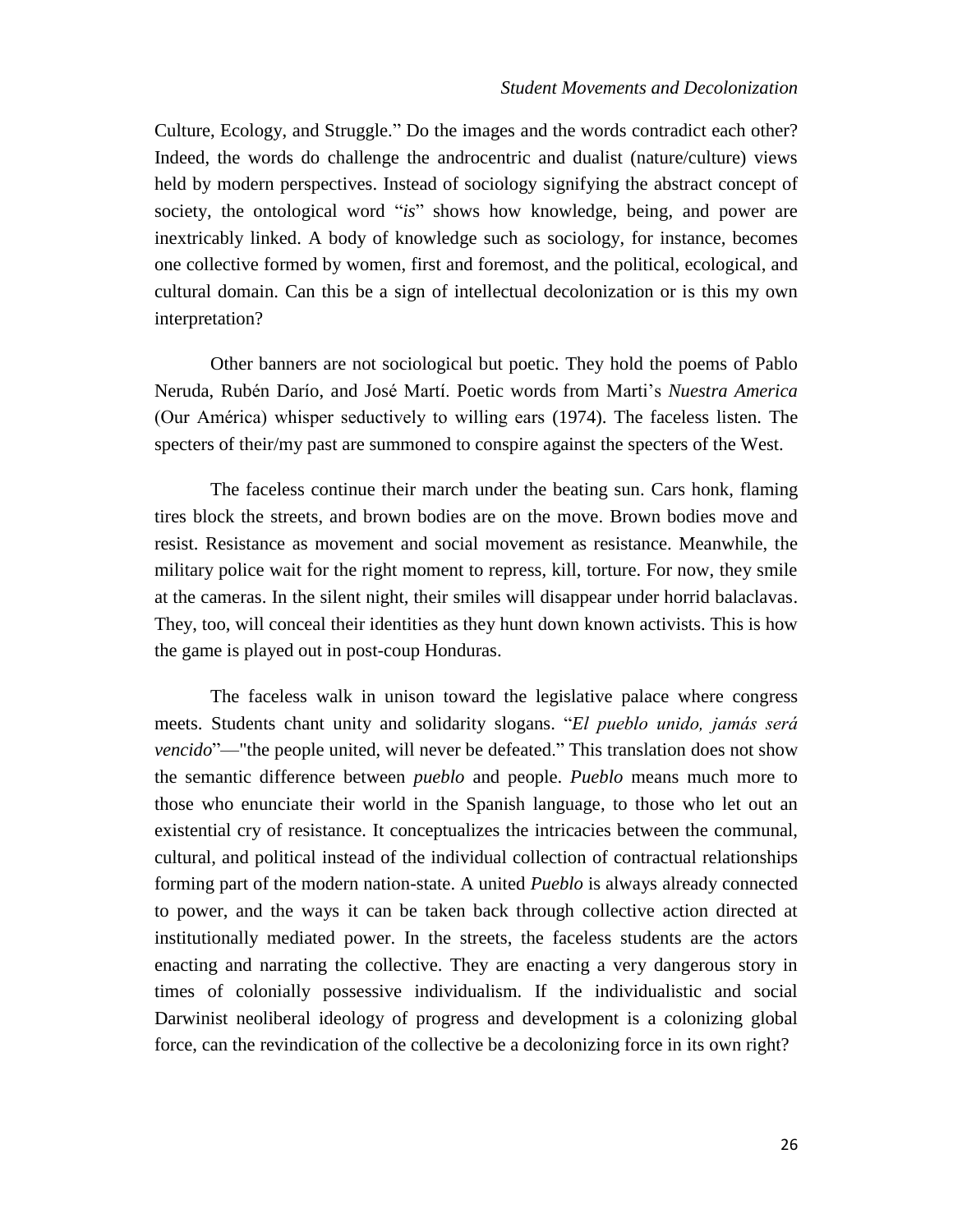Culture, Ecology, and Struggle." Do the images and the words contradict each other? Indeed, the words do challenge the androcentric and dualist (nature/culture) views held by modern perspectives. Instead of sociology signifying the abstract concept of society, the ontological word "*is*" shows how knowledge, being, and power are inextricably linked. A body of knowledge such as sociology, for instance, becomes one collective formed by women, first and foremost, and the political, ecological, and cultural domain. Can this be a sign of intellectual decolonization or is this my own interpretation?

Other banners are not sociological but poetic. They hold the poems of Pablo Neruda, Rubén Darío, and José Martí. Poetic words from Marti's *Nuestra America* (Our América) whisper seductively to willing ears (1974). The faceless listen. The specters of their/my past are summoned to conspire against the specters of the West.

The faceless continue their march under the beating sun. Cars honk, flaming tires block the streets, and brown bodies are on the move. Brown bodies move and resist. Resistance as movement and social movement as resistance. Meanwhile, the military police wait for the right moment to repress, kill, torture. For now, they smile at the cameras. In the silent night, their smiles will disappear under horrid balaclavas. They, too, will conceal their identities as they hunt down known activists. This is how the game is played out in post-coup Honduras.

The faceless walk in unison toward the legislative palace where congress meets. Students chant unity and solidarity slogans. "*El pueblo unido, jamás será vencido*"—"the people united, will never be defeated." This translation does not show the semantic difference between *pueblo* and people. *Pueblo* means much more to those who enunciate their world in the Spanish language, to those who let out an existential cry of resistance. It conceptualizes the intricacies between the communal, cultural, and political instead of the individual collection of contractual relationships forming part of the modern nation-state. A united *Pueblo* is always already connected to power, and the ways it can be taken back through collective action directed at institutionally mediated power. In the streets, the faceless students are the actors enacting and narrating the collective. They are enacting a very dangerous story in times of colonially possessive individualism. If the individualistic and social Darwinist neoliberal ideology of progress and development is a colonizing global force, can the revindication of the collective be a decolonizing force in its own right?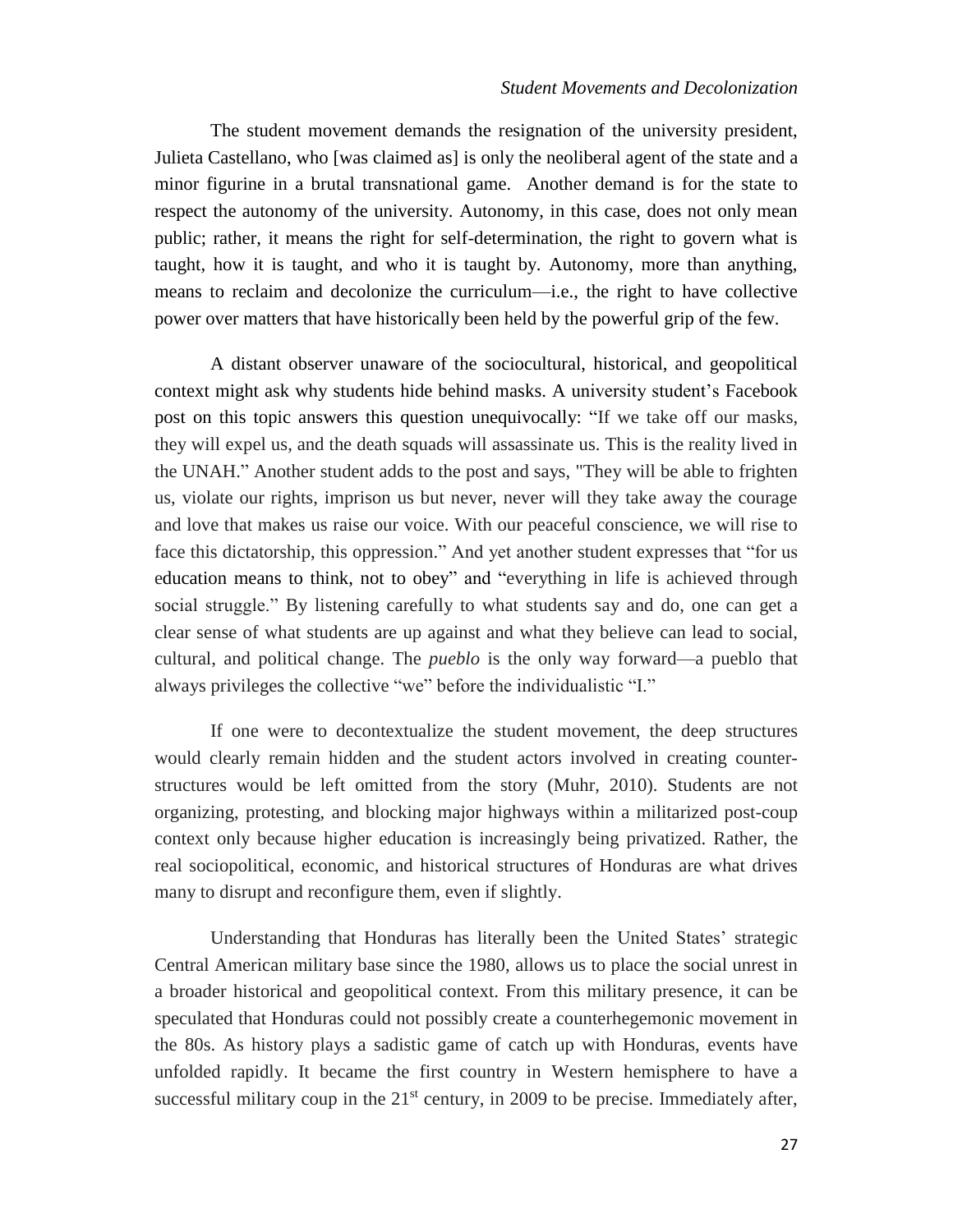The student movement demands the resignation of the university president, Julieta Castellano, who [was claimed as] is only the neoliberal agent of the state and a minor figurine in a brutal transnational game. Another demand is for the state to respect the autonomy of the university. Autonomy, in this case, does not only mean public; rather, it means the right for self-determination, the right to govern what is taught, how it is taught, and who it is taught by. Autonomy, more than anything, means to reclaim and decolonize the curriculum—i.e., the right to have collective power over matters that have historically been held by the powerful grip of the few.

A distant observer unaware of the sociocultural, historical, and geopolitical context might ask why students hide behind masks. A university student's Facebook post on this topic answers this question unequivocally: "If we take off our masks, they will expel us, and the death squads will assassinate us. This is the reality lived in the UNAH." Another student adds to the post and says, "They will be able to frighten us, violate our rights, imprison us but never, never will they take away the courage and love that makes us raise our voice. With our peaceful conscience, we will rise to face this dictatorship, this oppression." And yet another student expresses that "for us education means to think, not to obey" and "everything in life is achieved through social struggle." By listening carefully to what students say and do, one can get a clear sense of what students are up against and what they believe can lead to social, cultural, and political change. The *pueblo* is the only way forward—a pueblo that always privileges the collective "we" before the individualistic "I."

If one were to decontextualize the student movement, the deep structures would clearly remain hidden and the student actors involved in creating counter-structures would be left omitted from the story (Muhr, 2010). Students are not organizing, protesting, and blocking major highways within a militarized post-coup context only because higher education is increasingly being privatized. Rather, the real sociopolitical, economic, and historical structures of Honduras are what drives many to disrupt and reconfigure them, even if slightly.

Understanding that Honduras has literally been the United States' strategic Central American military base since the 1980, allows us to place the social unrest in a broader historical and geopolitical context. From this military presence, it can be speculated that Honduras could not possibly create a counterhegemonic movement in the 80s. As history plays a sadistic game of catch up with Honduras, events have unfolded rapidly. It became the first country in Western hemisphere to have a successful military coup in the 21st century, in 2009 to be precise. Immediately after,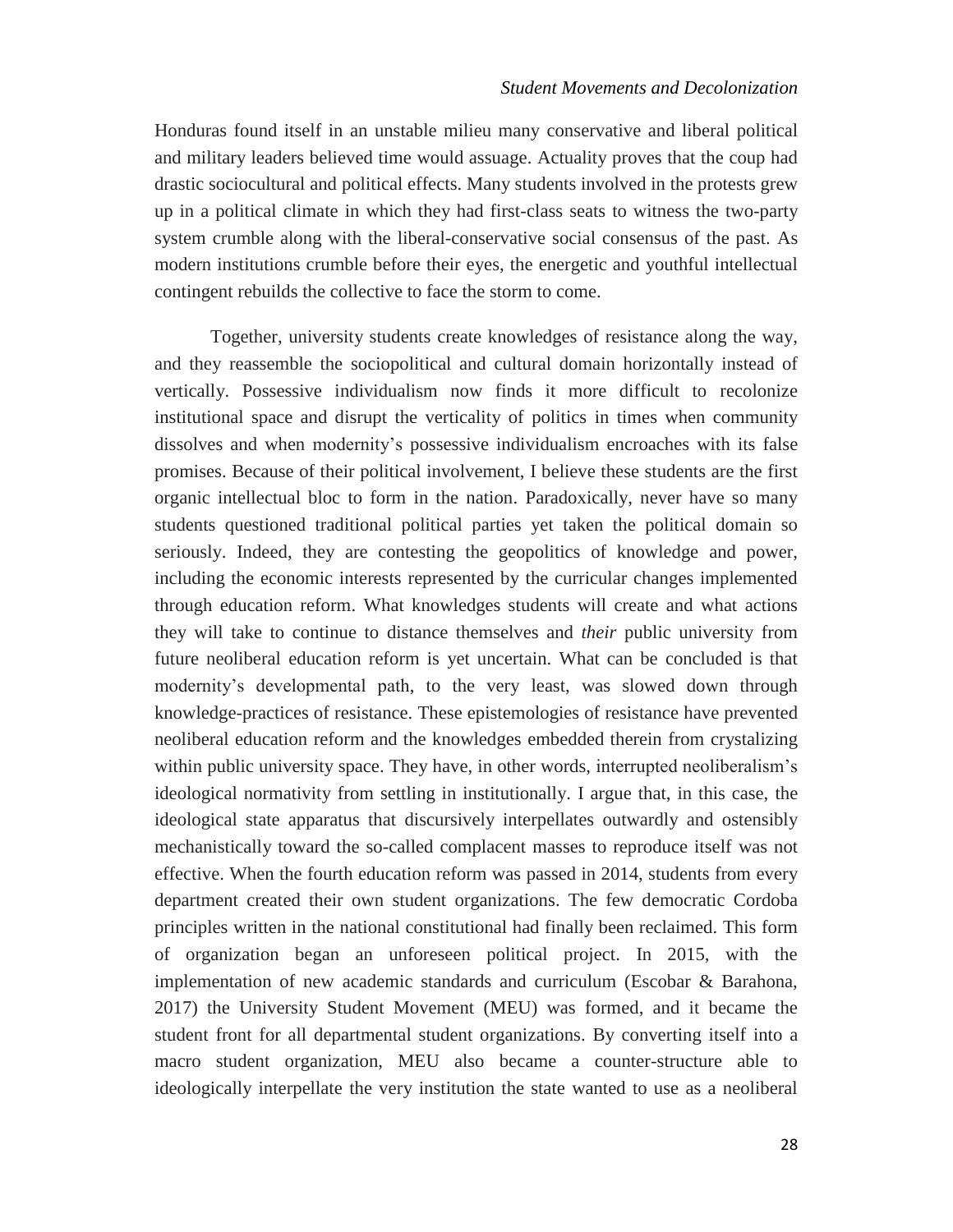Honduras found itself in an unstable milieu many conservative and liberal political and military leaders believed time would assuage. Actuality proves that the coup had drastic sociocultural and political effects. Many students involved in the protests grew up in a political climate in which they had first-class seats to witness the two-party system crumble along with the liberal-conservative social consensus of the past. As modern institutions crumble before their eyes, the energetic and youthful intellectual contingent rebuilds the collective to face the storm to come.

Together, university students create knowledges of resistance along the way, and they reassemble the sociopolitical and cultural domain horizontally instead of vertically. Possessive individualism now finds it more difficult to recolonize institutional space and disrupt the verticality of politics in times when community dissolves and when modernity's possessive individualism encroaches with its false promises. Because of their political involvement, I believe these students are the first organic intellectual bloc to form in the nation. Paradoxically, never have so many students questioned traditional political parties yet taken the political domain so seriously. Indeed, they are contesting the geopolitics of knowledge and power, including the economic interests represented by the curricular changes implemented through education reform. What knowledges students will create and what actions they will take to continue to distance themselves and *their* public university from future neoliberal education reform is yet uncertain. What can be concluded is that modernity's developmental path, to the very least, was slowed down through knowledge-practices of resistance. These epistemologies of resistance have prevented neoliberal education reform and the knowledges embedded therein from crystalizing within public university space. They have, in other words, interrupted neoliberalism's ideological normativity from settling in institutionally. I argue that, in this case, the ideological state apparatus that discursively interpellates outwardly and ostensibly mechanistically toward the so-called complacent masses to reproduce itself was not effective. When the fourth education reform was passed in 2014, students from every department created their own student organizations. The few democratic Cordoba principles written in the national constitutional had finally been reclaimed. This form of organization began an unforeseen political project. In 2015, with the implementation of new academic standards and curriculum (Escobar & Barahona, 2017) the University Student Movement (MEU) was formed, and it became the student front for all departmental student organizations. By converting itself into a macro student organization, MEU also became a counter-structure able to ideologically interpellate the very institution the state wanted to use as a neoliberal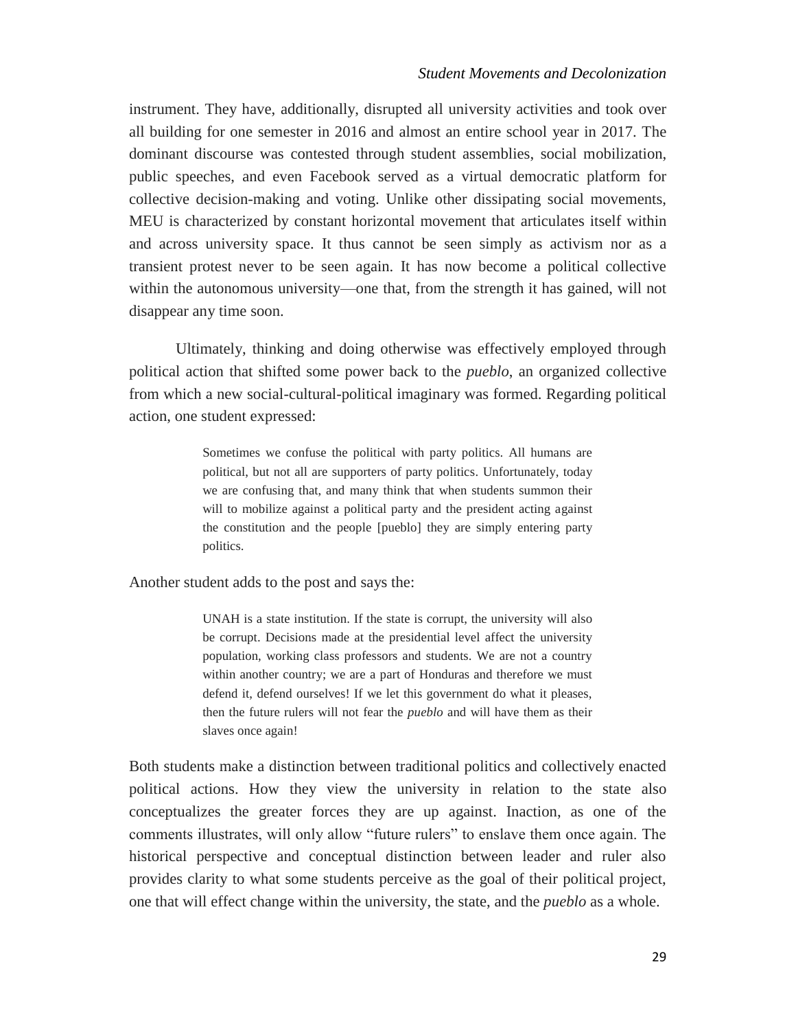instrument. They have, additionally, disrupted all university activities and took over all building for one semester in 2016 and almost an entire school year in 2017. The dominant discourse was contested through student assemblies, social mobilization, public speeches, and even Facebook served as a virtual democratic platform for collective decision-making and voting. Unlike other dissipating social movements, MEU is characterized by constant horizontal movement that articulates itself within and across university space. It thus cannot be seen simply as activism nor as a transient protest never to be seen again. It has now become a political collective within the autonomous university—one that, from the strength it has gained, will not disappear any time soon.

Ultimately, thinking and doing otherwise was effectively employed through political action that shifted some power back to the *pueblo*, an organized collective from which a new social-cultural-political imaginary was formed. Regarding political action, one student expressed:

> Sometimes we confuse the political with party politics. All humans are political, but not all are supporters of party politics. Unfortunately, today we are confusing that, and many think that when students summon their will to mobilize against a political party and the president acting against the constitution and the people [pueblo] they are simply entering party politics.

Another student adds to the post and says the:

> UNAH is a state institution. If the state is corrupt, the university will also be corrupt. Decisions made at the presidential level affect the university population, working class professors and students. We are not a country within another country; we are a part of Honduras and therefore we must defend it, defend ourselves! If we let this government do what it pleases, then the future rulers will not fear the *pueblo* and will have them as their slaves once again!

Both students make a distinction between traditional politics and collectively enacted political actions. How they view the university in relation to the state also conceptualizes the greater forces they are up against. Inaction, as one of the comments illustrates, will only allow "future rulers" to enslave them once again. The historical perspective and conceptual distinction between leader and ruler also provides clarity to what some students perceive as the goal of their political project, one that will effect change within the university, the state, and the *pueblo* as a whole.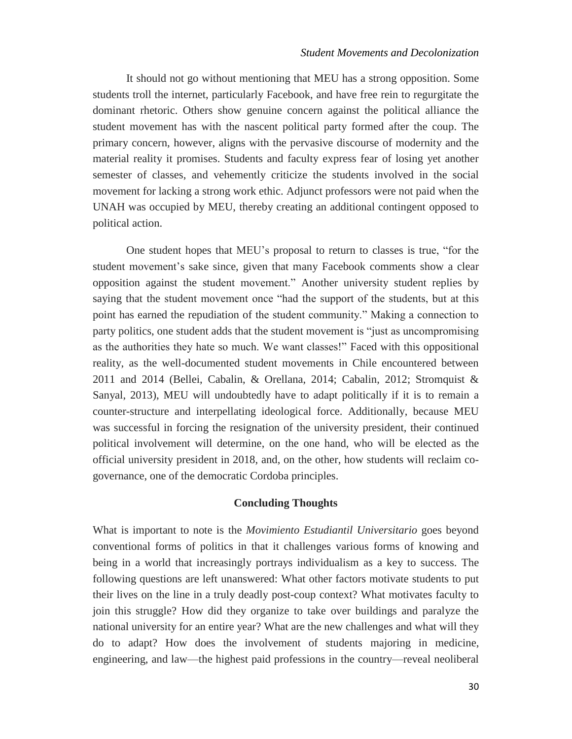It should not go without mentioning that MEU has a strong opposition. Some students troll the internet, particularly Facebook, and have free rein to regurgitate the dominant rhetoric. Others show genuine concern against the political alliance the student movement has with the nascent political party formed after the coup. The primary concern, however, aligns with the pervasive discourse of modernity and the material reality it promises. Students and faculty express fear of losing yet another semester of classes, and vehemently criticize the students involved in the social movement for lacking a strong work ethic. Adjunct professors were not paid when the UNAH was occupied by MEU, thereby creating an additional contingent opposed to political action.

One student hopes that MEU's proposal to return to classes is true, "for the student movement's sake since, given that many Facebook comments show a clear opposition against the student movement." Another university student replies by saying that the student movement once "had the support of the students, but at this point has earned the repudiation of the student community." Making a connection to party politics, one student adds that the student movement is "just as uncompromising as the authorities they hate so much. We want classes!" Faced with this oppositional reality, as the well-documented student movements in Chile encountered between 2011 and 2014 (Bellei, Cabalin, & Orellana, 2014; Cabalin, 2012; Stromquist & Sanyal, 2013), MEU will undoubtedly have to adapt politically if it is to remain a counter-structure and interpellating ideological force. Additionally, because MEU was successful in forcing the resignation of the university president, their continued political involvement will determine, on the one hand, who will be elected as the official university president in 2018, and, on the other, how students will reclaim co-governance, one of the democratic Cordoba principles.

## Concluding Thoughts

What is important to note is the *Movimiento Estudiantil Universitario* goes beyond conventional forms of politics in that it challenges various forms of knowing and being in a world that increasingly portrays individualism as a key to success. The following questions are left unanswered: What other factors motivate students to put their lives on the line in a truly deadly post-coup context? What motivates faculty to join this struggle? How did they organize to take over buildings and paralyze the national university for an entire year? What are the new challenges and what will they do to adapt? How does the involvement of students majoring in medicine, engineering, and law—the highest paid professions in the country—reveal neoliberal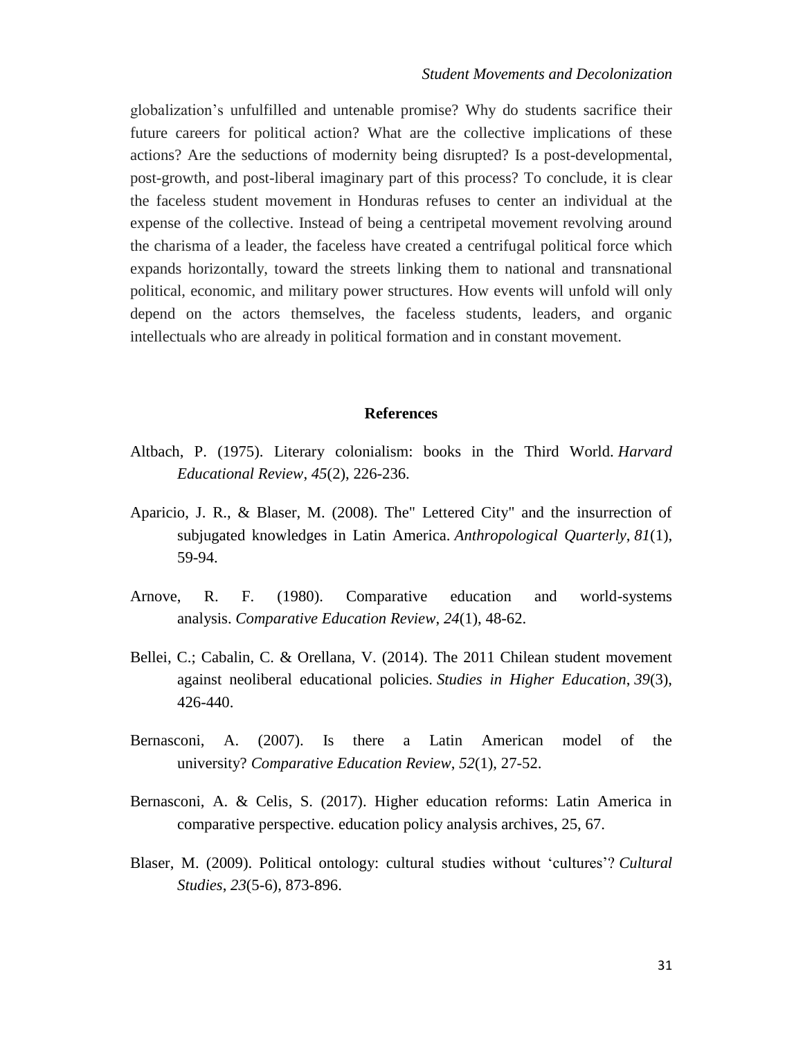globalization's unfulfilled and untenable promise? Why do students sacrifice their future careers for political action? What are the collective implications of these actions? Are the seductions of modernity being disrupted? Is a post-developmental, post-growth, and post-liberal imaginary part of this process? To conclude, it is clear the faceless student movement in Honduras refuses to center an individual at the expense of the collective. Instead of being a centripetal movement revolving around the charisma of a leader, the faceless have created a centrifugal political force which expands horizontally, toward the streets linking them to national and transnational political, economic, and military power structures. How events will unfold will only depend on the actors themselves, the faceless students, leaders, and organic intellectuals who are already in political formation and in constant movement.

## References

Altbach, P. (1975). Literary colonialism: books in the Third World. *Harvard Educational Review*, *45*(2), 226-236.

Aparicio, J. R., & Blaser, M. (2008). The" Lettered City" and the insurrection of subjugated knowledges in Latin America. *Anthropological Quarterly*, *81*(1), 59-94.

Arnove, R. F. (1980). Comparative education and world-systems analysis. *Comparative Education Review*, *24*(1), 48-62.

Bellei, C.; Cabalin, C. & Orellana, V. (2014). The 2011 Chilean student movement against neoliberal educational policies. *Studies in Higher Education*, *39*(3), 426-440.

Bernasconi, A. (2007). Is there a Latin American model of the university? *Comparative Education Review*, *52*(1), 27-52.

Bernasconi, A. & Celis, S. (2017). Higher education reforms: Latin America in comparative perspective. education policy analysis archives, 25, 67.

Blaser, M. (2009). Political ontology: cultural studies without 'cultures'? *Cultural Studies*, *23*(5-6), 873-896.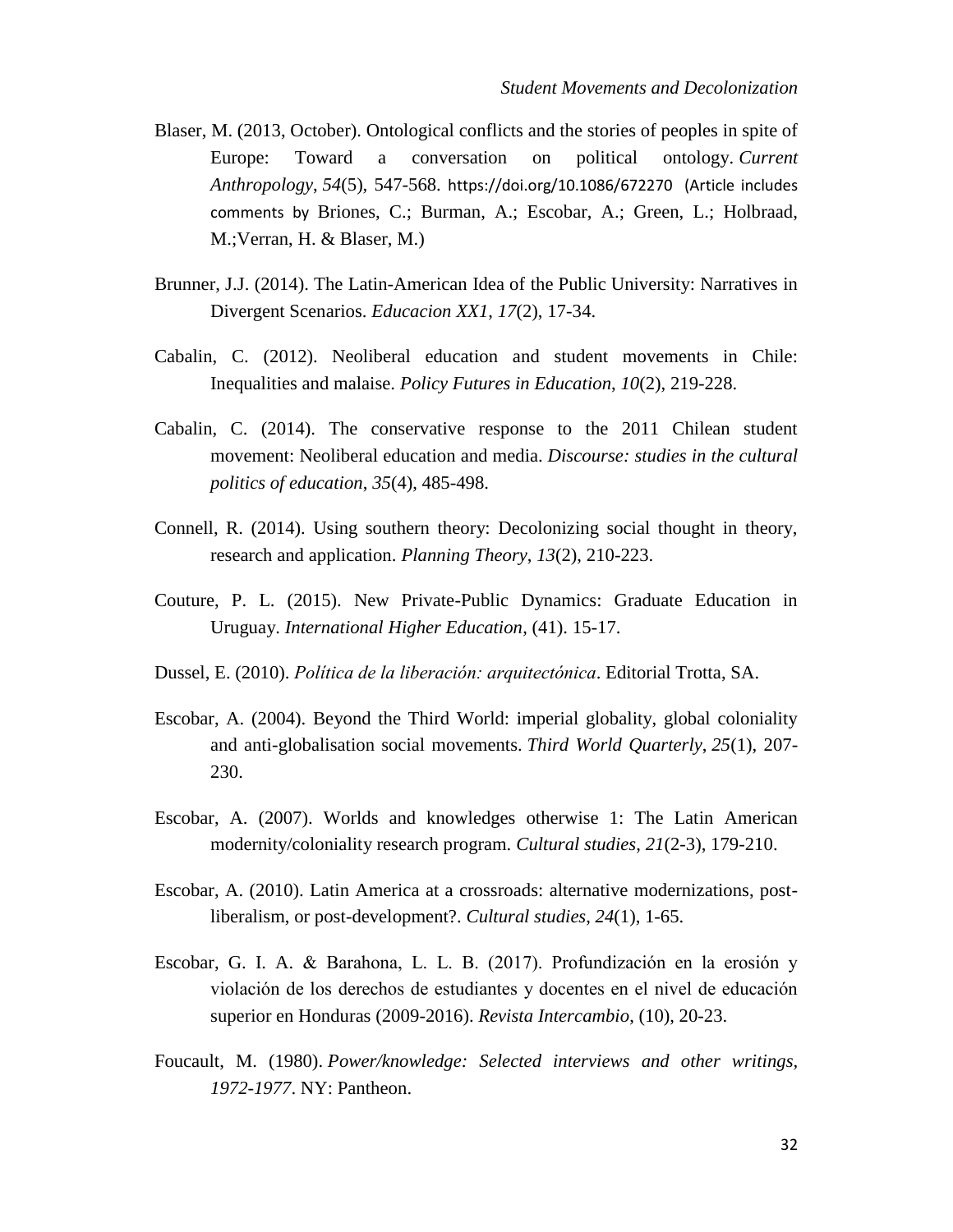Blaser, M. (2013, October). Ontological conflicts and the stories of peoples in spite of Europe: Toward a conversation on political ontology. *Current Anthropology*, *54*(5), 547-568. https://doi.org/10.1086/672270 (Article includes comments by Briones, C.; Burman, A.; Escobar, A.; Green, L.; Holbraad, M.;Verran, H. & Blaser, M.)

Brunner, J.J. (2014). The Latin-American Idea of the Public University: Narratives in Divergent Scenarios. *Educacion XX1*, *17*(2), 17-34.

Cabalin, C. (2012). Neoliberal education and student movements in Chile: Inequalities and malaise. *Policy Futures in Education*, *10*(2), 219-228.

Cabalin, C. (2014). The conservative response to the 2011 Chilean student movement: Neoliberal education and media. *Discourse: studies in the cultural politics of education*, *35*(4), 485-498.

Connell, R. (2014). Using southern theory: Decolonizing social thought in theory, research and application. *Planning Theory*, *13*(2), 210-223.

Couture, P. L. (2015). New Private-Public Dynamics: Graduate Education in Uruguay. *International Higher Education*, (41). 15-17.

Dussel, E. (2010). *Política de la liberación: arquitectónica*. Editorial Trotta, SA.

Escobar, A. (2004). Beyond the Third World: imperial globality, global coloniality and anti-globalisation social movements. *Third World Quarterly*, *25*(1), 207-230.

Escobar, A. (2007). Worlds and knowledges otherwise 1: The Latin American modernity/coloniality research program. *Cultural studies*, *21*(2-3), 179-210.

Escobar, A. (2010). Latin America at a crossroads: alternative modernizations, post-liberalism, or post-development?. *Cultural studies*, *24*(1), 1-65.

Escobar, G. I. A. & Barahona, L. L. B. (2017). Profundización en la erosión y violación de los derechos de estudiantes y docentes en el nivel de educación superior en Honduras (2009-2016). *Revista Intercambio*, (10), 20-23.

Foucault, M. (1980). *Power/knowledge: Selected interviews and other writings, 1972-1977*. NY: Pantheon.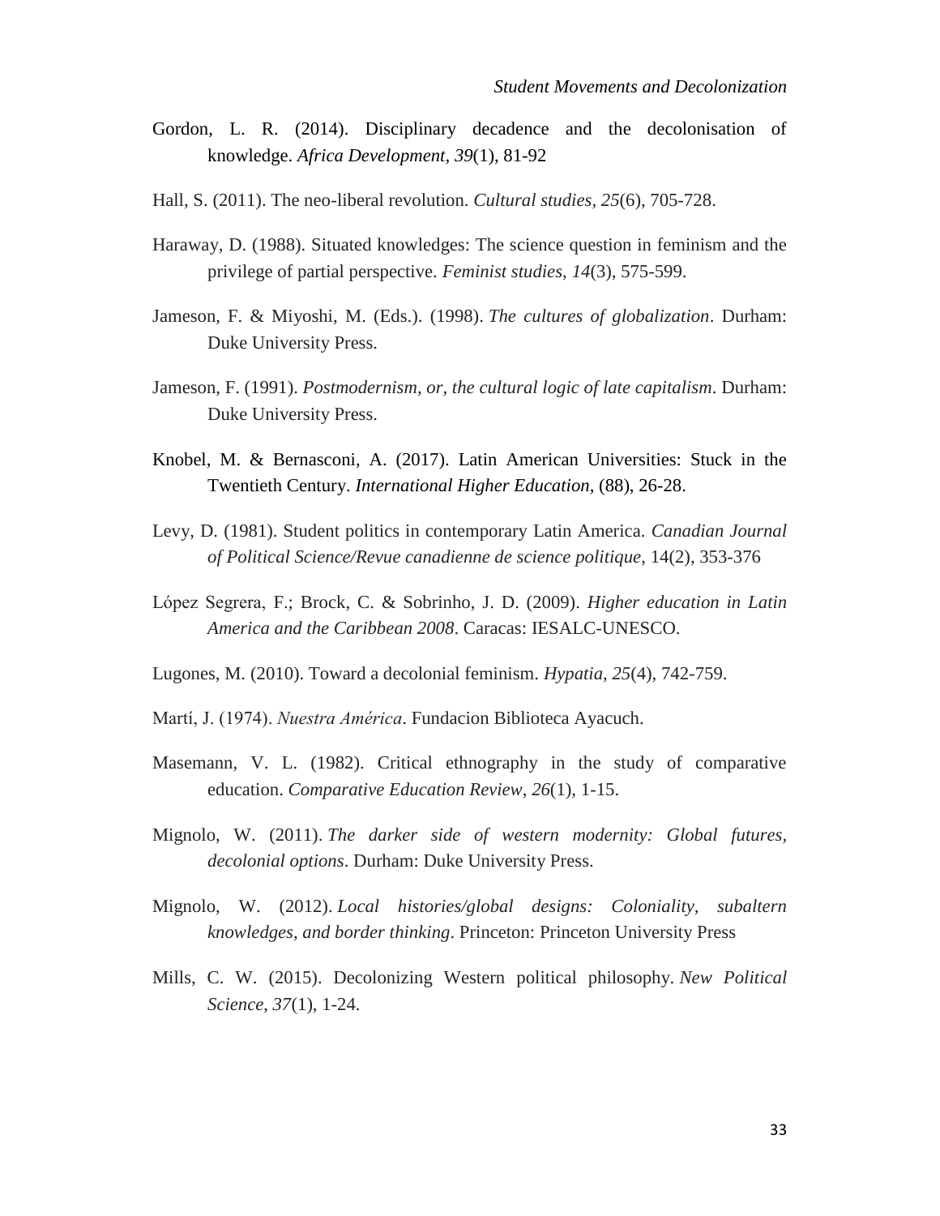Gordon, L. R. (2014). Disciplinary decadence and the decolonisation of knowledge. *Africa Development*, *39*(1), 81-92

Hall, S. (2011). The neo-liberal revolution. *Cultural studies*, *25*(6), 705-728.

Haraway, D. (1988). Situated knowledges: The science question in feminism and the privilege of partial perspective. *Feminist studies*, *14*(3), 575-599.

Jameson, F. & Miyoshi, M. (Eds.). (1998). *The cultures of globalization*. Durham: Duke University Press.

Jameson, F. (1991). *Postmodernism, or, the cultural logic of late capitalism*. Durham: Duke University Press.

Knobel, M. & Bernasconi, A. (2017). Latin American Universities: Stuck in the Twentieth Century. *International Higher Education*, (88), 26-28.

Levy, D. (1981). Student politics in contemporary Latin America. *Canadian Journal of Political Science/Revue canadienne de science politique*, 14(2), 353-376

López Segrera, F.; Brock, C. & Sobrinho, J. D. (2009). *Higher education in Latin America and the Caribbean 2008*. Caracas: IESALC-UNESCO.

Lugones, M. (2010). Toward a decolonial feminism. *Hypatia*, *25*(4), 742-759.

Martí, J. (1974). *Nuestra América*. Fundacion Biblioteca Ayacuch.

Masemann, V. L. (1982). Critical ethnography in the study of comparative education. *Comparative Education Review*, *26*(1), 1-15.

Mignolo, W. (2011). *The darker side of western modernity: Global futures, decolonial options*. Durham: Duke University Press.

Mignolo, W. (2012). *Local histories/global designs: Coloniality, subaltern knowledges, and border thinking*. Princeton: Princeton University Press

Mills, C. W. (2015). Decolonizing Western political philosophy. *New Political Science*, *37*(1), 1-24.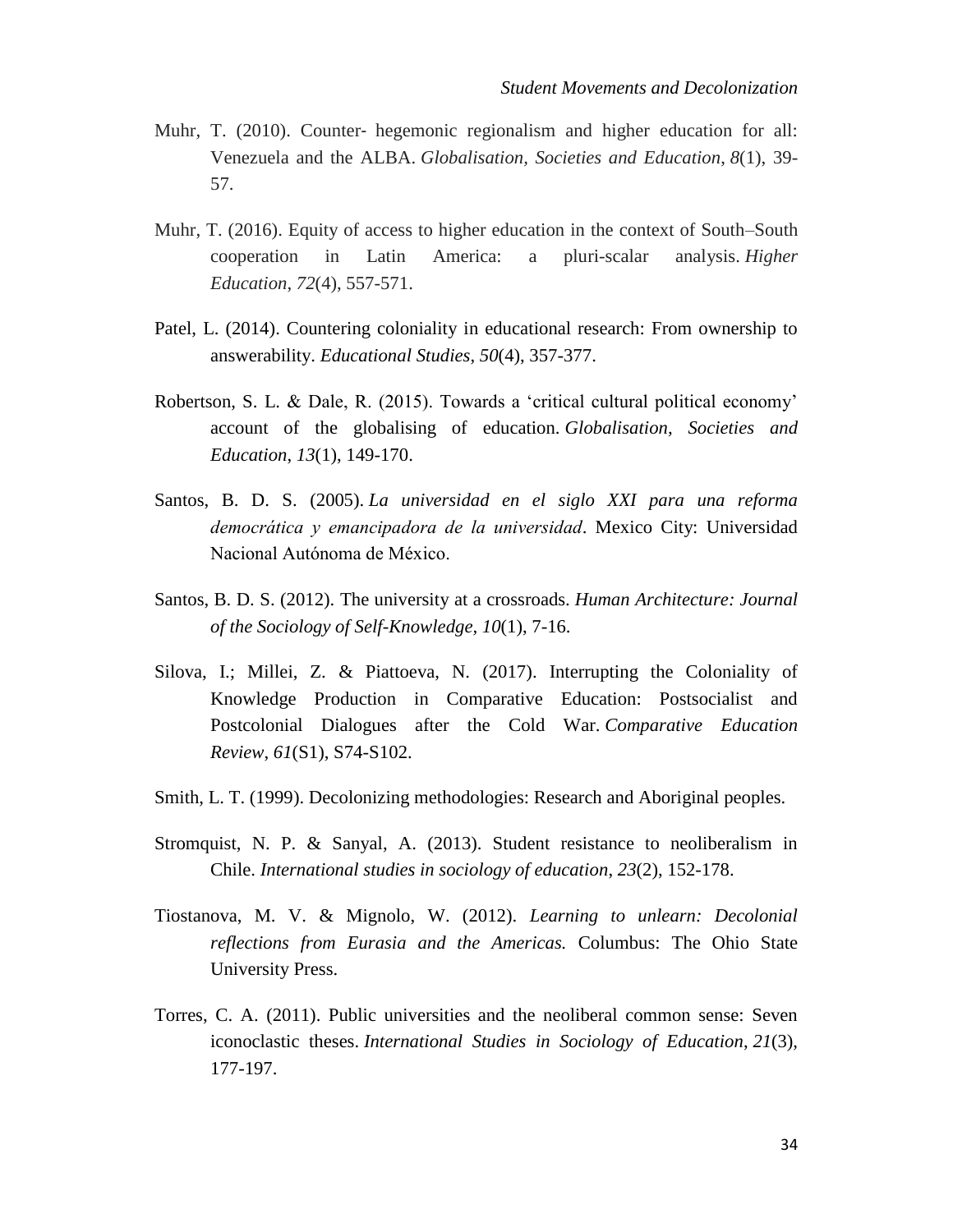Muhr, T. (2010). Counter- hegemonic regionalism and higher education for all: Venezuela and the ALBA. *Globalisation, Societies and Education*, *8*(1), 39-57.

Muhr, T. (2016). Equity of access to higher education in the context of South–South cooperation in Latin America: a pluri-scalar analysis. *Higher Education*, *72*(4), 557-571.

Patel, L. (2014). Countering coloniality in educational research: From ownership to answerability. *Educational Studies*, *50*(4), 357-377.

Robertson, S. L. & Dale, R. (2015). Towards a 'critical cultural political economy' account of the globalising of education. *Globalisation, Societies and Education*, *13*(1), 149-170.

Santos, B. D. S. (2005). *La universidad en el siglo XXI para una reforma democrática y emancipadora de la universidad*. Mexico City: Universidad Nacional Autónoma de México.

Santos, B. D. S. (2012). The university at a crossroads. *Human Architecture: Journal of the Sociology of Self-Knowledge, 10*(1), 7-16.

Silova, I.; Millei, Z. & Piattoeva, N. (2017). Interrupting the Coloniality of Knowledge Production in Comparative Education: Postsocialist and Postcolonial Dialogues after the Cold War. *Comparative Education Review*, *61*(S1), S74-S102.

Smith, L. T. (1999). Decolonizing methodologies: Research and Aboriginal peoples.

Stromquist, N. P. & Sanyal, A. (2013). Student resistance to neoliberalism in Chile. *International studies in sociology of education*, *23*(2), 152-178.

Tiostanova, M. V. & Mignolo, W. (2012). *Learning to unlearn: Decolonial reflections from Eurasia and the Americas.* Columbus: The Ohio State University Press.

Torres, C. A. (2011). Public universities and the neoliberal common sense: Seven iconoclastic theses. *International Studies in Sociology of Education*, *21*(3), 177-197.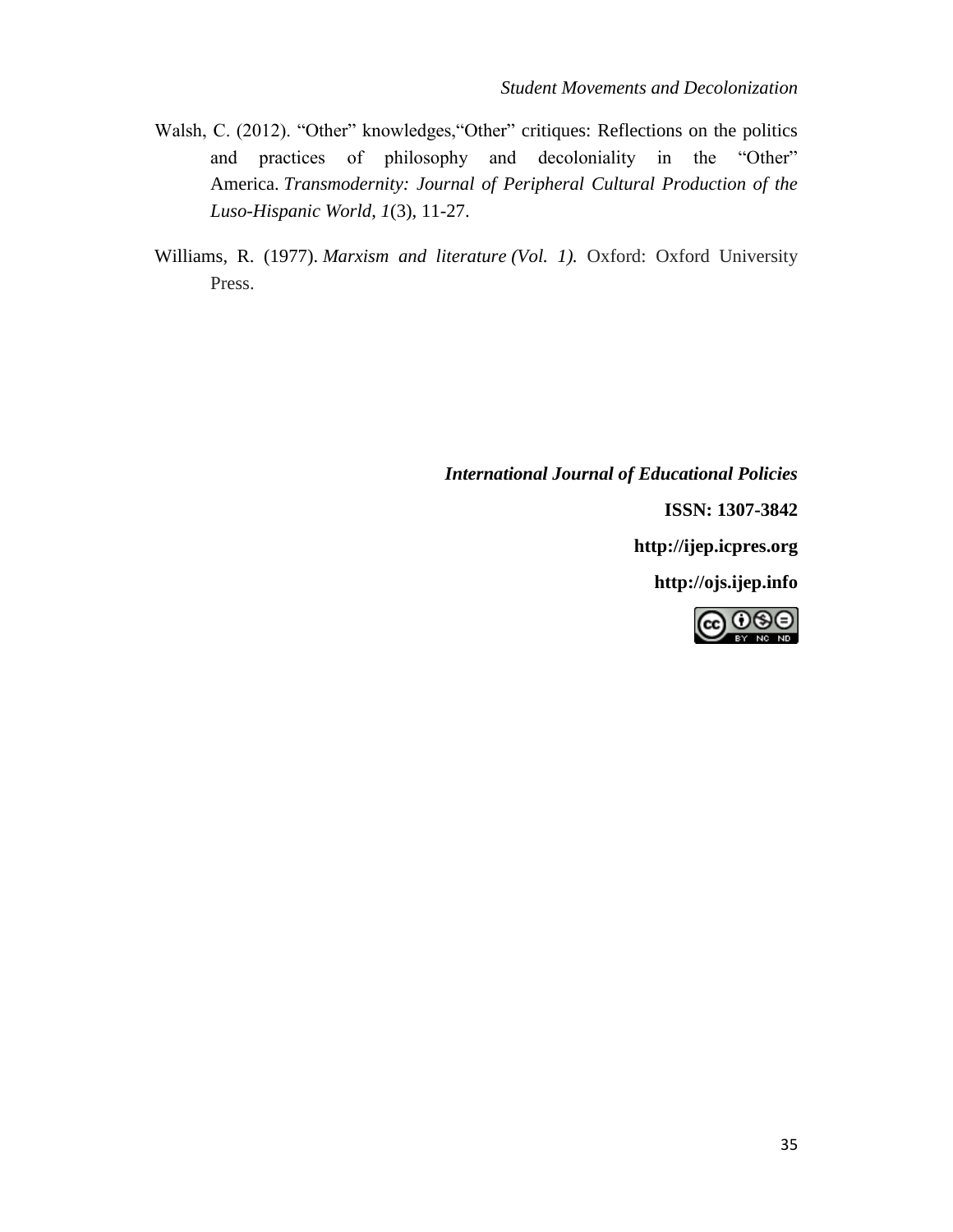Walsh, C. (2012). “Other” knowledges,“Other” critiques: Reflections on the politics and practices of philosophy and decoloniality in the “Other” America. *Transmodernity: Journal of Peripheral Cultural Production of the Luso-Hispanic World, 1*(3), 11-27.

Williams, R. (1977). *Marxism and literature (Vol. 1).* Oxford: Oxford University Press.

***International Journal of Educational Policies***

**ISSN: 1307-3842**

**http://ijep.icpres.org**

**http://ojs.ijep.info**